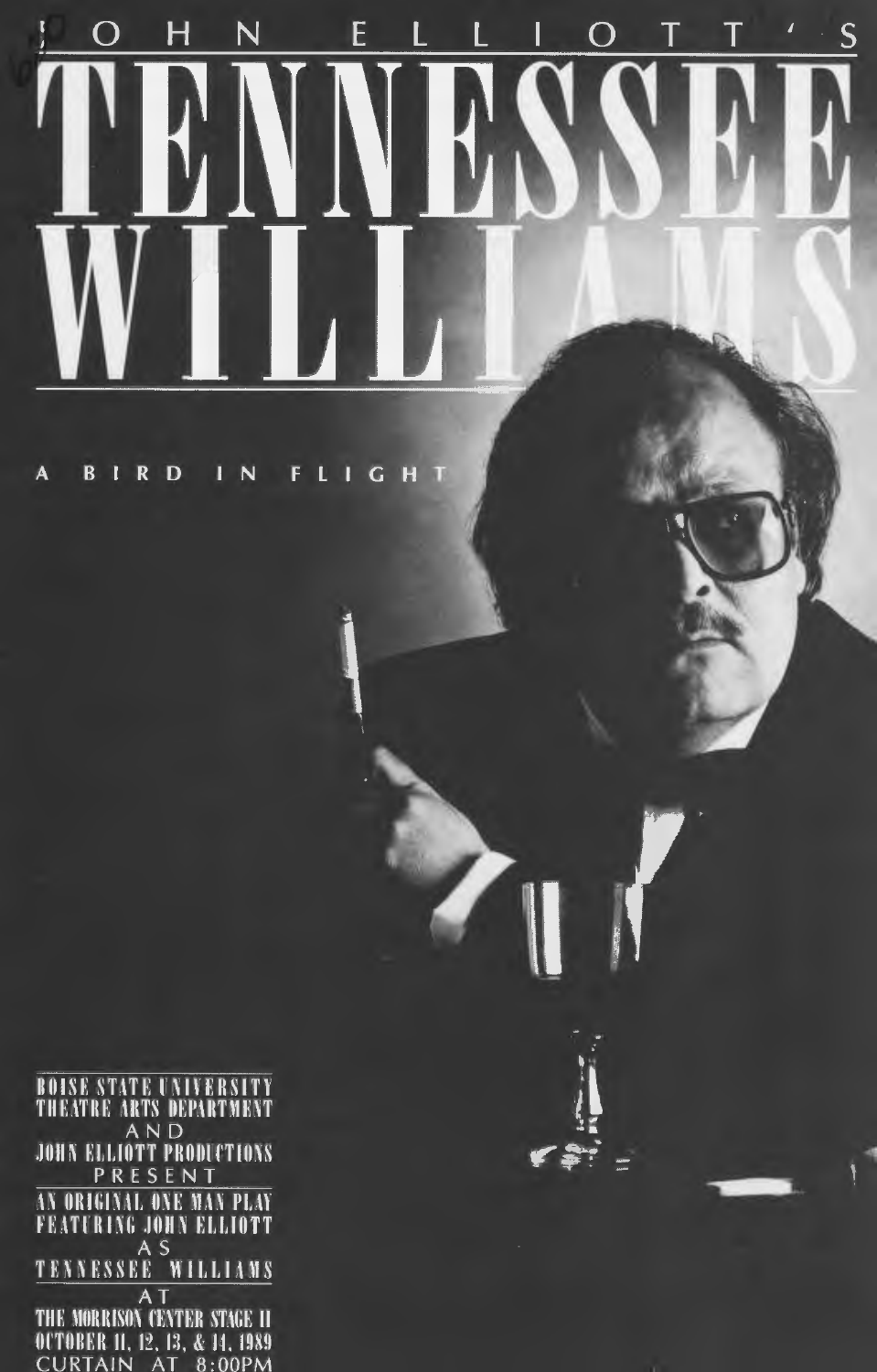JOHN ELLIOTT'S

# TENNESSEE WILLIAMS

A BIRD IN FLIGHT

BOISE STATE UNIVERSITY
THEATRE ARTS DEPARTMENT
AND
JOHN ELLIOTT PRODUCTIONS
PRESENT
AN ORIGINAL ONE MAN PLAY
FEATURING JOHN ELLIOTT
AS
TENNESSEE WILLIAMS
AT
THE MORRISON CENTER STAGE II
OCTOBER 11, 12, 13, & 14, 1989
CURTAIN AT 8:00PM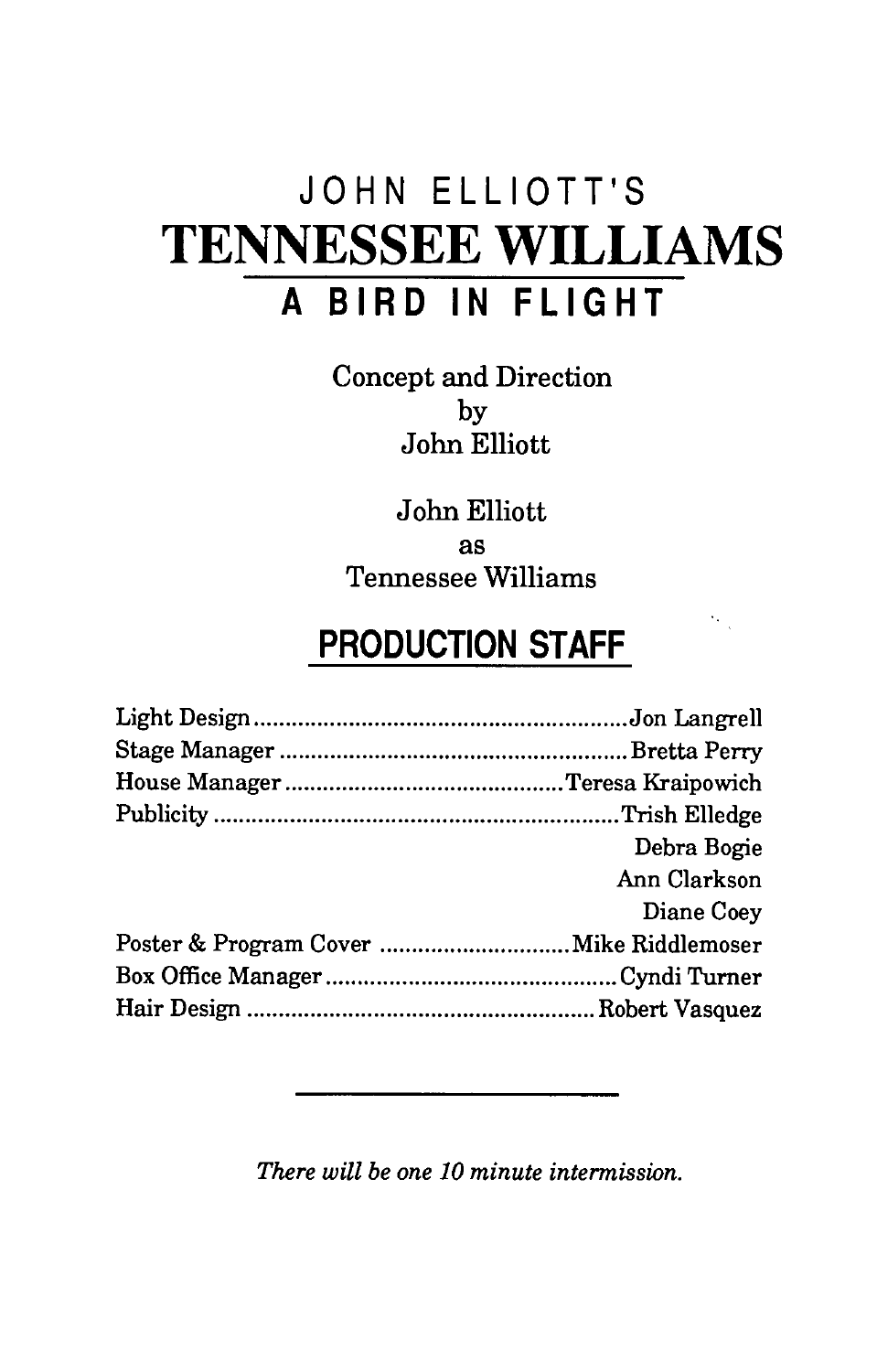# JOHN ELLIOTT'S

# TENNESSEE WILLIAMS

## A BIRD IN FLIGHT

Concept and Direction
by
John Elliott

John Elliott
as
Tennessee Williams

## PRODUCTION STAFF

| | |
|---|---|
| Light Design | Jon Langrell |
| Stage Manager | Bretta Perry |
| House Manager | Teresa Kraipowich |
| Publicity | Trish Elledge |
| | Debra Bogie |
| | Ann Clarkson |
| | Diane Coey |
| Poster & Program Cover | Mike Riddlemoser |
| Box Office Manager | Cyndi Turner |
| Hair Design | Robert Vasquez |

*There will be one 10 minute intermission.*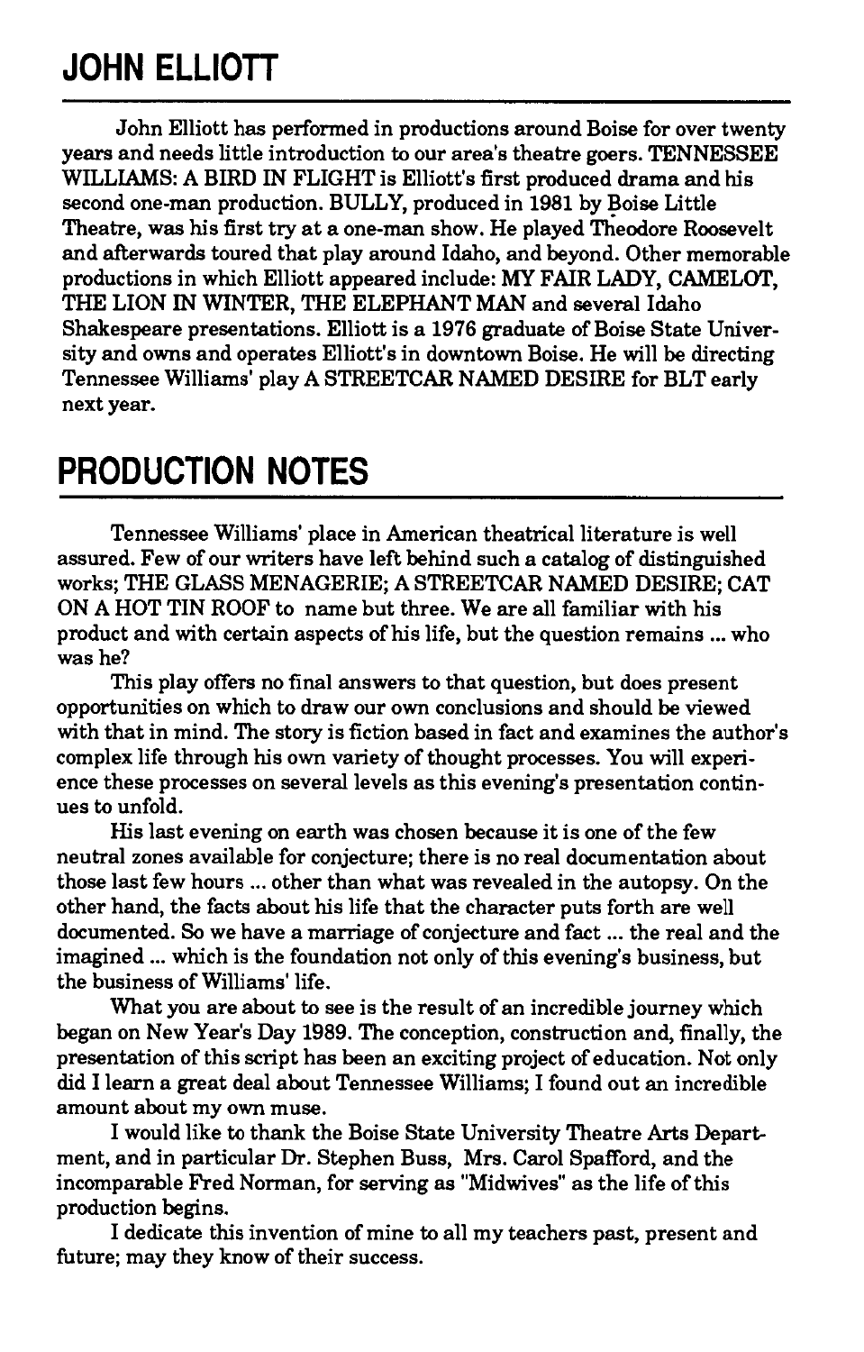## JOHN ELLIOTT

John Elliott has performed in productions around Boise for over twenty years and needs little introduction to our area's theatre goers. TENNESSEE WILLIAMS: A BIRD IN FLIGHT is Elliott's first produced drama and his second one-man production. BULLY, produced in 1981 by Boise Little Theatre, was his first try at a one-man show. He played Theodore Roosevelt and afterwards toured that play around Idaho, and beyond. Other memorable productions in which Elliott appeared include: MY FAIR LADY, CAMELOT, THE LION IN WINTER, THE ELEPHANT MAN and several Idaho Shakespeare presentations. Elliott is a 1976 graduate of Boise State University and owns and operates Elliott's in downtown Boise. He will be directing Tennessee Williams' play A STREETCAR NAMED DESIRE for BLT early next year.

## PRODUCTION NOTES

Tennessee Williams' place in American theatrical literature is well assured. Few of our writers have left behind such a catalog of distinguished works; THE GLASS MENAGERIE; A STREETCAR NAMED DESIRE; CAT ON A HOT TIN ROOF to name but three. We are all familiar with his product and with certain aspects of his life, but the question remains ... who was he?

This play offers no final answers to that question, but does present opportunities on which to draw our own conclusions and should be viewed with that in mind. The story is fiction based in fact and examines the author's complex life through his own variety of thought processes. You will experience these processes on several levels as this evening's presentation continues to unfold.

His last evening on earth was chosen because it is one of the few neutral zones available for conjecture; there is no real documentation about those last few hours ... other than what was revealed in the autopsy. On the other hand, the facts about his life that the character puts forth are well documented. So we have a marriage of conjecture and fact ... the real and the imagined ... which is the foundation not only of this evening's business, but the business of Williams' life.

What you are about to see is the result of an incredible journey which began on New Year's Day 1989. The conception, construction and, finally, the presentation of this script has been an exciting project of education. Not only did I learn a great deal about Tennessee Williams; I found out an incredible amount about my own muse.

I would like to thank the Boise State University Theatre Arts Department, and in particular Dr. Stephen Buss, Mrs. Carol Spafford, and the incomparable Fred Norman, for serving as "Midwives" as the life of this production begins.

I dedicate this invention of mine to all my teachers past, present and future; may they know of their success.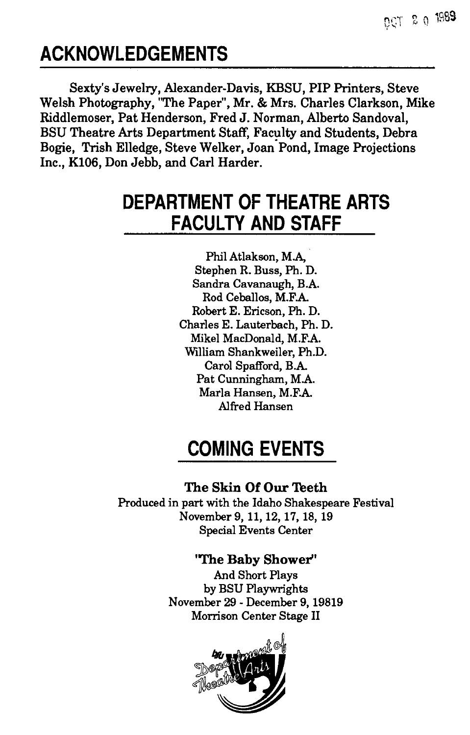OCT 20 1989

## ACKNOWLEDGEMENTS

Sexty's Jewelry, Alexander-Davis, KBSU, PIP Printers, Steve Welsh Photography, "The Paper", Mr. & Mrs. Charles Clarkson, Mike Riddlemoser, Pat Henderson, Fred J. Norman, Alberto Sandoval, BSU Theatre Arts Department Staff, Faculty and Students, Debra Bogie, Trish Elledge, Steve Welker, Joan Pond, Image Projections Inc., K106, Don Jebb, and Carl Harder.

## DEPARTMENT OF THEATRE ARTS FACULTY AND STAFF

Phil Atlakson, M.A,
Stephen R. Buss, Ph. D.
Sandra Cavanaugh, B.A.
Rod Ceballos, M.F.A.
Robert E. Ericson, Ph. D.
Charles E. Lauterbach, Ph. D.
Mikel MacDonald, M.F.A.
William Shankweiler, Ph.D.
Carol Spafford, B.A.
Pat Cunningham, M.A.
Marla Hansen, M.F.A.
Alfred Hansen

## COMING EVENTS

**The Skin Of Our Teeth**
Produced in part with the Idaho Shakespeare Festival
November 9, 11, 12, 17, 18, 19
Special Events Center

**"The Baby Shower"**
And Short Plays
by BSU Playwrights
November 29 - December 9, 19819
Morrison Center Stage II

BSU Department of Theatre Arts